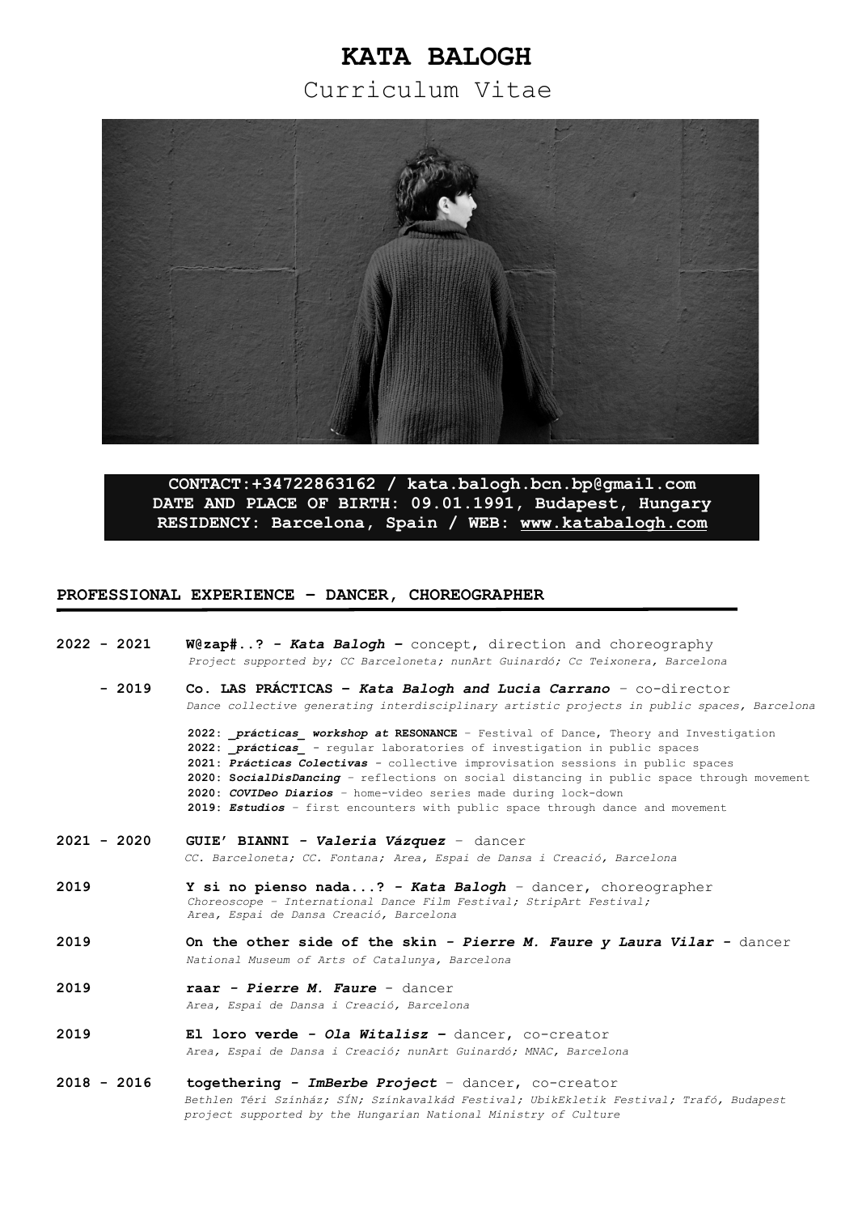# KATA BALOGH

## Curriculum Vitae

**CONTACT:+34722863162 / kata.balogh.bcn.bp@gmail.com**
**DATE AND PLACE OF BIRTH: 09.01.1991, Budapest, Hungary**
**RESIDENCY: Barcelona, Spain / WEB: [www.katabalogh.com](www.katabalogh.com)**

## PROFESSIONAL EXPERIENCE – DANCER, CHOREOGRAPHER

**2022 - 2021** **W@zap#..? - *Kata Balogh* –** concept, direction and choreography
*Project supported by; CC Barceloneta; nunArt Guinardó; Cc Teixonera, Barcelona*

**- 2019** **Co. LAS PRÁCTICAS – *Kata Balogh and Lucia Carrano*** – co-director
*Dance collective generating interdisciplinary artistic projects in public spaces, Barcelona*

- **2022:** ***_prácticas_ workshop at* RESONANCE** – Festival of Dance, Theory and Investigation
- **2022:** ***_prácticas_*** - regular laboratories of investigation in public spaces
- **2021:** ***Prácticas Colectivas*** - collective improvisation sessions in public spaces
- **2020:** ***SocialDisDancing*** – reflections on social distancing in public space through movement
- **2020:** ***COVIDeo Diarios*** – home-video series made during lock-down
- **2019:** ***Estudios*** – first encounters with public space through dance and movement

**2021 - 2020** **GUIE' BIANNI - *Valeria Vázquez*** – dancer
*CC. Barceloneta; CC. Fontana; Area, Espai de Dansa i Creació, Barcelona*

**2019** **Y si no pienso nada...? - *Kata Balogh*** – dancer, choreographer
*Choreoscope – International Dance Film Festival; StripArt Festival; Area, Espai de Dansa Creació, Barcelona*

**2019** **On the other side of the skin - *Pierre M. Faure y Laura Vilar* -** dancer
*National Museum of Arts of Catalunya, Barcelona*

**2019** **raar - *Pierre M. Faure*** - dancer
*Area, Espai de Dansa i Creació, Barcelona*

**2019** **El loro verde - *Ola Witalisz* –** dancer, co-creator
*Area, Espai de Dansa i Creació; nunArt Guinardó; MNAC, Barcelona*

**2018 - 2016** **togethering - *ImBerbe Project*** – dancer, co-creator
*Bethlen Téri Színház; SÍN; Színkavalkád Festival; UbikEkletik Festival; Trafó, Budapest*
*project supported by the Hungarian National Ministry of Culture*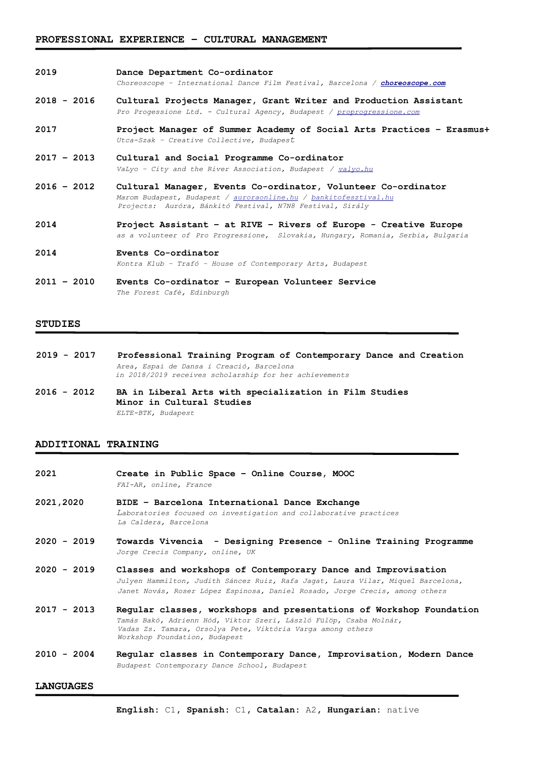## PROFESSIONAL EXPERIENCE – CULTURAL MANAGEMENT

**2019** — **Dance Department Co-ordinator**
*Choreoscope - International Dance Film Festival, Barcelona / **choreoscope.com***

**2018 - 2016** — **Cultural Projects Manager, Grant Writer and Production Assistant**
*Pro Progessione Ltd. - Cultural Agency, Budapest / proprogressione.com*

**2017** — **Project Manager of Summer Academy of Social Arts Practices – Erasmus+**
*Utca-Szak - Creative Collective, Budapest*

**2017 – 2013** — **Cultural and Social Programme Co-ordinator**
*VaLyo - City and the River Association, Budapest / valyo.hu*

**2016 – 2012** — **Cultural Manager, Events Co-ordinator, Volunteer Co-ordinator**
*Marom Budapest, Budapest / auroraonline.hu / bankitofesztival.hu*
*Projects: Auróra, Bánkitó Festival, N7N8 Festival, Sirály*

**2014** — **Project Assistant – at RIVE – Rivers of Europe - Creative Europe**
*as a volunteer of Pro Progressione, Slovakia, Hungary, Romania, Serbia, Bulgaria*

**2014** — **Events Co-ordinator**
*Kontra Klub - Trafó - House of Contemporary Arts, Budapest*

**2011 – 2010** — **Events Co-ordinator – European Volunteer Service**
*The Forest Café, Edinburgh*

## STUDIES

**2019 - 2017** — **Professional Training Program of Contemporary Dance and Creation**
*Area, Espai de Dansa i Creació, Barcelona*
*in 2018/2019 receives scholarship for her achievements*

**2016 - 2012** — **BA in Liberal Arts with specialization in Film Studies**
**Minor in Cultural Studies**
*ELTE-BTK, Budapest*

## ADDITIONAL TRAINING

**2021** — **Create in Public Space – Online Course, MOOC**
*FAI-AR, online, France*

**2021,2020** — **BIDE – Barcelona International Dance Exchange**
*Laboratories focused on investigation and collaborative practices*
*La Caldera, Barcelona*

**2020 - 2019** — **Towards Vivencia - Designing Presence - Online Training Programme**
*Jorge Crecis Company, online, UK*

**2020 - 2019** — **Classes and workshops of Contemporary Dance and Improvisation**
*Julyen Hammilton, Judith Sáncez Ruiz, Rafa Jagat, Laura Vilar, Miquel Barcelona, Janet Novás, Roser López Espinosa, Daniel Rosado, Jorge Crecis, among others*

**2017 - 2013** — **Regular classes, workshops and presentations of Workshop Foundation**
*Tamás Bakó, Adrienn Hód, Viktor Szeri, László Fülöp, Csaba Molnár, Vadas Zs. Tamara, Orsolya Pete, Viktória Varga among others*
*Workshop Foundation, Budapest*

**2010 - 2004** — **Regular classes in Contemporary Dance, Improvisation, Modern Dance**
*Budapest Contemporary Dance School, Budapest*

## LANGUAGES

**English:** C1, **Spanish:** C1, **Catalan:** A2, **Hungarian:** native